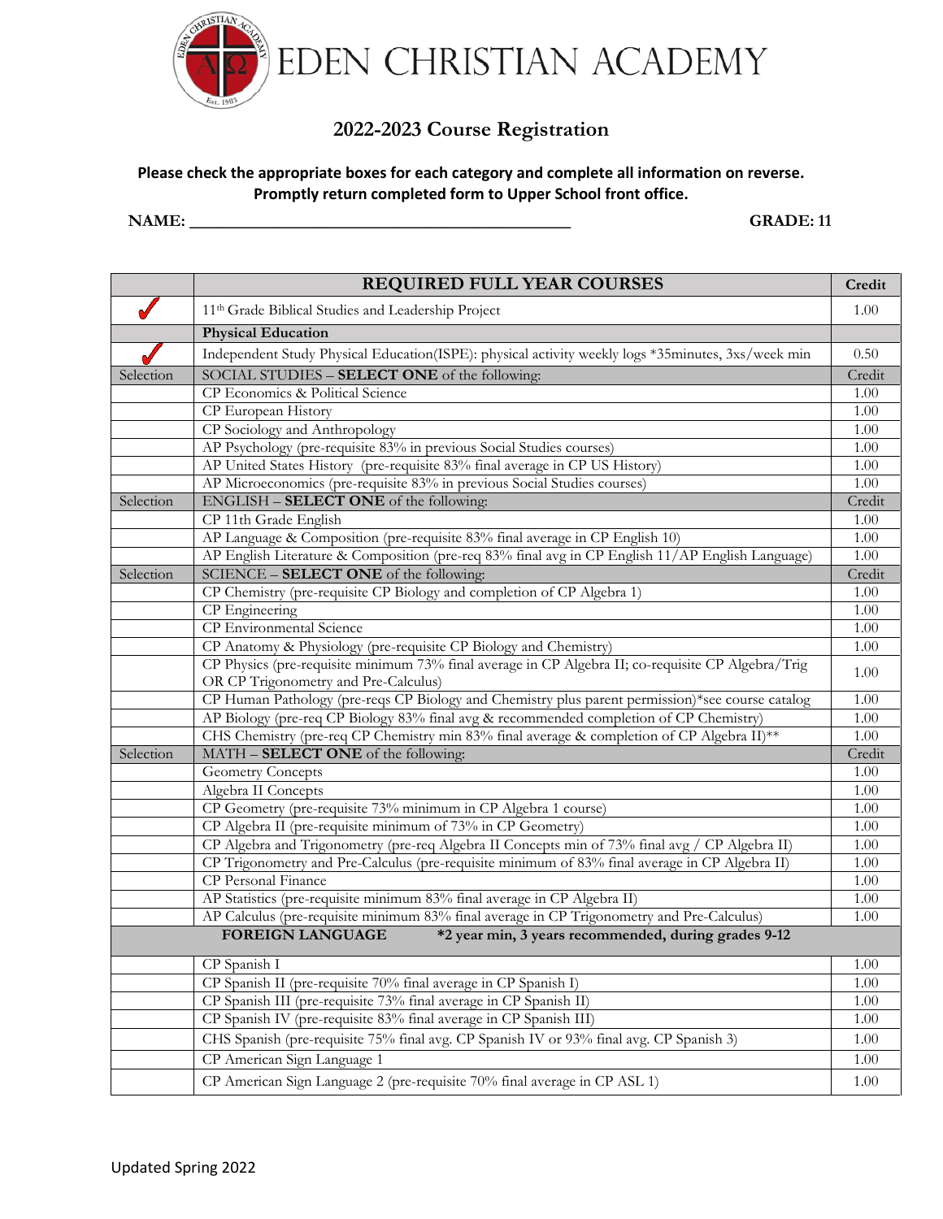# EDEN CHRISTIAN ACADEMY

## 2022-2023 Course Registration

**Please check the appropriate boxes for each category and complete all information on reverse. Promptly return completed form to Upper School front office.**

**NAME:** ______________________________________________ **GRADE: 11**

| | REQUIRED FULL YEAR COURSES | Credit |
|---|---|---|
| ✓ | 11th Grade Biblical Studies and Leadership Project | 1.00 |
| | **Physical Education** | |
| ✓ | Independent Study Physical Education(ISPE): physical activity weekly logs *35minutes, 3xs/week min | 0.50 |
| Selection | SOCIAL STUDIES – **SELECT ONE** of the following: | Credit |
| | CP Economics & Political Science | 1.00 |
| | CP European History | 1.00 |
| | CP Sociology and Anthropology | 1.00 |
| | AP Psychology (pre-requisite 83% in previous Social Studies courses) | 1.00 |
| | AP United States History (pre-requisite 83% final average in CP US History) | 1.00 |
| | AP Microeconomics (pre-requisite 83% in previous Social Studies courses) | 1.00 |
| Selection | ENGLISH – **SELECT ONE** of the following: | Credit |
| | CP 11th Grade English | 1.00 |
| | AP Language & Composition (pre-requisite 83% final average in CP English 10) | 1.00 |
| | AP English Literature & Composition (pre-req 83% final avg in CP English 11/AP English Language) | 1.00 |
| Selection | SCIENCE – **SELECT ONE** of the following: | Credit |
| | CP Chemistry (pre-requisite CP Biology and completion of CP Algebra 1) | 1.00 |
| | CP Engineering | 1.00 |
| | CP Environmental Science | 1.00 |
| | CP Anatomy & Physiology (pre-requisite CP Biology and Chemistry) | 1.00 |
| | CP Physics (pre-requisite minimum 73% final average in CP Algebra II; co-requisite CP Algebra/Trig OR CP Trigonometry and Pre-Calculus) | 1.00 |
| | CP Human Pathology (pre-reqs CP Biology and Chemistry plus parent permission)*see course catalog | 1.00 |
| | AP Biology (pre-req CP Biology 83% final avg & recommended completion of CP Chemistry) | 1.00 |
| | CHS Chemistry (pre-req CP Chemistry min 83% final average & completion of CP Algebra II)** | 1.00 |
| Selection | MATH – **SELECT ONE** of the following: | Credit |
| | Geometry Concepts | 1.00 |
| | Algebra II Concepts | 1.00 |
| | CP Geometry (pre-requisite 73% minimum in CP Algebra 1 course) | 1.00 |
| | CP Algebra II (pre-requisite minimum of 73% in CP Geometry) | 1.00 |
| | CP Algebra and Trigonometry (pre-req Algebra II Concepts min of 73% final avg / CP Algebra II) | 1.00 |
| | CP Trigonometry and Pre-Calculus (pre-requisite minimum of 83% final average in CP Algebra II) | 1.00 |
| | CP Personal Finance | 1.00 |
| | AP Statistics (pre-requisite minimum 83% final average in CP Algebra II) | 1.00 |
| | AP Calculus (pre-requisite minimum 83% final average in CP Trigonometry and Pre-Calculus) | 1.00 |
| | **FOREIGN LANGUAGE** **\*2 year min, 3 years recommended, during grades 9-12** | |
| | CP Spanish I | 1.00 |
| | CP Spanish II (pre-requisite 70% final average in CP Spanish I) | 1.00 |
| | CP Spanish III (pre-requisite 73% final average in CP Spanish II) | 1.00 |
| | CP Spanish IV (pre-requisite 83% final average in CP Spanish III) | 1.00 |
| | CHS Spanish (pre-requisite 75% final avg. CP Spanish IV or 93% final avg. CP Spanish 3) | 1.00 |
| | CP American Sign Language 1 | 1.00 |
| | CP American Sign Language 2 (pre-requisite 70% final average in CP ASL 1) | 1.00 |

Updated Spring 2022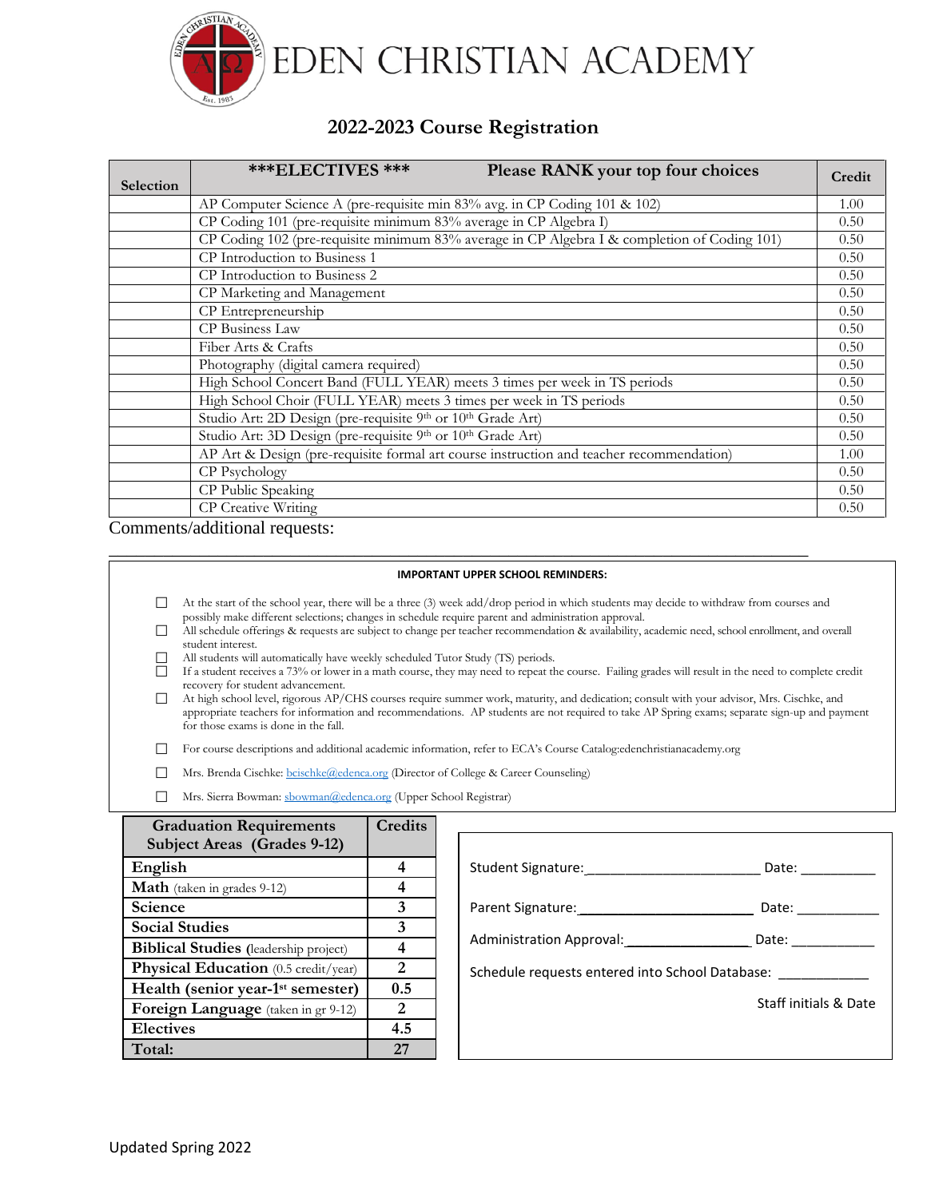# EDEN CHRISTIAN ACADEMY

## 2022-2023 Course Registration

| Selection | ***ELECTIVES *** Please RANK your top four choices | Credit |
|---|---|---|
| | AP Computer Science A (pre-requisite min 83% avg. in CP Coding 101 & 102) | 1.00 |
| | CP Coding 101 (pre-requisite minimum 83% average in CP Algebra I) | 0.50 |
| | CP Coding 102 (pre-requisite minimum 83% average in CP Algebra I & completion of Coding 101) | 0.50 |
| | CP Introduction to Business 1 | 0.50 |
| | CP Introduction to Business 2 | 0.50 |
| | CP Marketing and Management | 0.50 |
| | CP Entrepreneurship | 0.50 |
| | CP Business Law | 0.50 |
| | Fiber Arts & Crafts | 0.50 |
| | Photography (digital camera required) | 0.50 |
| | High School Concert Band (FULL YEAR) meets 3 times per week in TS periods | 0.50 |
| | High School Choir (FULL YEAR) meets 3 times per week in TS periods | 0.50 |
| | Studio Art: 2D Design (pre-requisite 9th or 10th Grade Art) | 0.50 |
| | Studio Art: 3D Design (pre-requisite 9th or 10th Grade Art) | 0.50 |
| | AP Art & Design (pre-requisite formal art course instruction and teacher recommendation) | 1.00 |
| | CP Psychology | 0.50 |
| | CP Public Speaking | 0.50 |
| | CP Creative Writing | 0.50 |

Comments/additional requests: \_\_\_\_\_\_\_\_\_\_\_\_\_\_\_\_\_\_\_\_\_\_\_\_\_\_\_\_\_\_\_\_\_\_\_\_\_\_\_\_\_\_\_\_\_\_\_\_\_\_\_\_\_\_\_\_\_\_\_\_

**IMPORTANT UPPER SCHOOL REMINDERS:**

- ☐ At the start of the school year, there will be a three (3) week add/drop period in which students may decide to withdraw from courses and possibly make different selections; changes in schedule require parent and administration approval.
- ☐ All schedule offerings & requests are subject to change per teacher recommendation & availability, academic need, school enrollment, and overall student interest.
- ☐ All students will automatically have weekly scheduled Tutor Study (TS) periods.
- ☐ If a student receives a 73% or lower in a math course, they may need to repeat the course. Failing grades will result in the need to complete credit recovery for student advancement.
- ☐ At high school level, rigorous AP/CHS courses require summer work, maturity, and dedication; consult with your advisor, Mrs. Cischke, and appropriate teachers for information and recommendations. AP students are not required to take AP Spring exams; separate sign-up and payment for those exams is done in the fall.
- ☐ For course descriptions and additional academic information, refer to ECA's Course Catalog:edenchristianacademy.org
- ☐ Mrs. Brenda Cischke: bcischke@edenca.org (Director of College & Career Counseling)
- ☐ Mrs. Sierra Bowman: sbowman@edenca.org (Upper School Registrar)

| Graduation Requirements Subject Areas (Grades 9-12) | Credits |
|---|---|
| **English** | **4** |
| **Math** (taken in grades 9-12) | **4** |
| **Science** | **3** |
| **Social Studies** | **3** |
| **Biblical Studies** (leadership project) | **4** |
| **Physical Education** (0.5 credit/year) | **2** |
| **Health (senior year-1st semester)** | **0.5** |
| **Foreign Language** (taken in gr 9-12) | **2** |
| **Electives** | **4.5** |
| **Total:** | **27** |

Student Signature:\_\_\_\_\_\_\_\_\_\_\_\_\_\_\_\_\_\_\_\_\_\_\_\_ Date: \_\_\_\_\_\_\_\_\_\_

Parent Signature:\_\_\_\_\_\_\_\_\_\_\_\_\_\_\_\_\_\_\_\_\_\_\_\_ Date: \_\_\_\_\_\_\_\_\_\_\_

Administration Approval:\_\_\_\_\_\_\_\_\_\_\_\_\_\_\_\_\_\_ Date: \_\_\_\_\_\_\_\_\_\_\_

Schedule requests entered into School Database: \_\_\_\_\_\_\_\_\_\_\_\_

Staff initials & Date

Updated Spring 2022